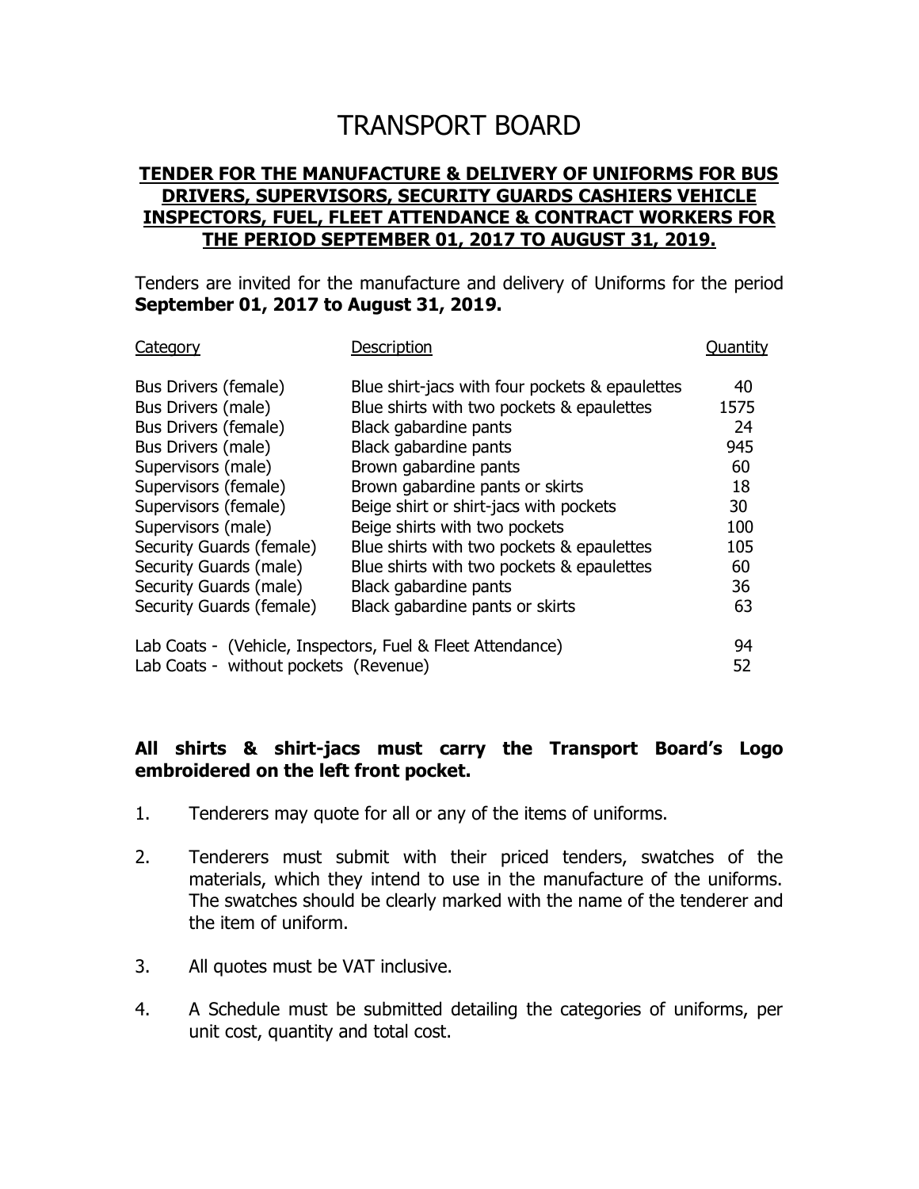# TRANSPORT BOARD

**TENDER FOR THE MANUFACTURE & DELIVERY OF UNIFORMS FOR BUS DRIVERS, SUPERVISORS, SECURITY GUARDS CASHIERS VEHICLE INSPECTORS, FUEL, FLEET ATTENDANCE & CONTRACT WORKERS FOR THE PERIOD SEPTEMBER 01, 2017 TO AUGUST 31, 2019.**

Tenders are invited for the manufacture and delivery of Uniforms for the period **September 01, 2017 to August 31, 2019.**

| Category | Description | Quantity |
| --- | --- | --- |
| Bus Drivers (female) | Blue shirt-jacs with four pockets & epaulettes | 40 |
| Bus Drivers (male) | Blue shirts with two pockets & epaulettes | 1575 |
| Bus Drivers (female) | Black gabardine pants | 24 |
| Bus Drivers (male) | Black gabardine pants | 945 |
| Supervisors (male) | Brown gabardine pants | 60 |
| Supervisors (female) | Brown gabardine pants or skirts | 18 |
| Supervisors (female) | Beige shirt or shirt-jacs with pockets | 30 |
| Supervisors (male) | Beige shirts with two pockets | 100 |
| Security Guards (female) | Blue shirts with two pockets & epaulettes | 105 |
| Security Guards (male) | Blue shirts with two pockets & epaulettes | 60 |
| Security Guards (male) | Black gabardine pants | 36 |
| Security Guards (female) | Black gabardine pants or skirts | 63 |
| Lab Coats - (Vehicle, Inspectors, Fuel & Fleet Attendance) | | 94 |
| Lab Coats - without pockets (Revenue) | | 52 |

**All shirts & shirt-jacs must carry the Transport Board's Logo embroidered on the left front pocket.**

1. Tenderers may quote for all or any of the items of uniforms.
2. Tenderers must submit with their priced tenders, swatches of the materials, which they intend to use in the manufacture of the uniforms. The swatches should be clearly marked with the name of the tenderer and the item of uniform.
3. All quotes must be VAT inclusive.
4. A Schedule must be submitted detailing the categories of uniforms, per unit cost, quantity and total cost.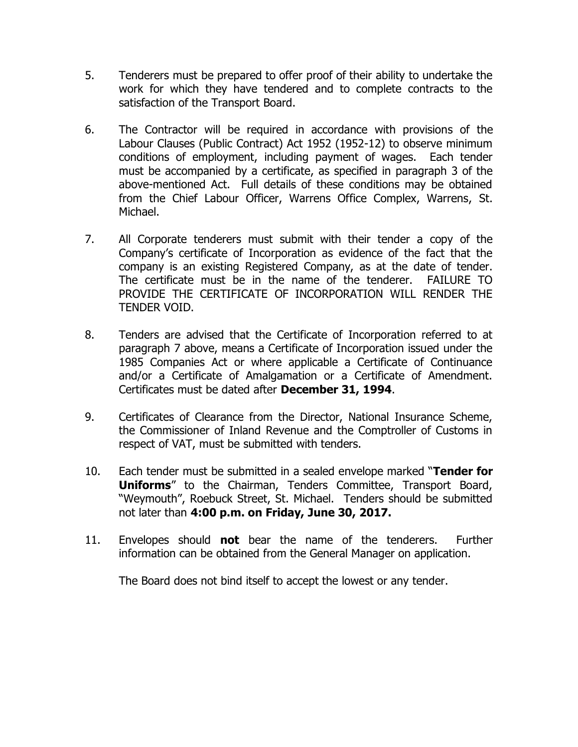5. Tenderers must be prepared to offer proof of their ability to undertake the work for which they have tendered and to complete contracts to the satisfaction of the Transport Board.

6. The Contractor will be required in accordance with provisions of the Labour Clauses (Public Contract) Act 1952 (1952-12) to observe minimum conditions of employment, including payment of wages. Each tender must be accompanied by a certificate, as specified in paragraph 3 of the above-mentioned Act. Full details of these conditions may be obtained from the Chief Labour Officer, Warrens Office Complex, Warrens, St. Michael.

7. All Corporate tenderers must submit with their tender a copy of the Company's certificate of Incorporation as evidence of the fact that the company is an existing Registered Company, as at the date of tender. The certificate must be in the name of the tenderer. FAILURE TO PROVIDE THE CERTIFICATE OF INCORPORATION WILL RENDER THE TENDER VOID.

8. Tenders are advised that the Certificate of Incorporation referred to at paragraph 7 above, means a Certificate of Incorporation issued under the 1985 Companies Act or where applicable a Certificate of Continuance and/or a Certificate of Amalgamation or a Certificate of Amendment. Certificates must be dated after **December 31, 1994**.

9. Certificates of Clearance from the Director, National Insurance Scheme, the Commissioner of Inland Revenue and the Comptroller of Customs in respect of VAT, must be submitted with tenders.

10. Each tender must be submitted in a sealed envelope marked "**Tender for Uniforms**" to the Chairman, Tenders Committee, Transport Board, "Weymouth", Roebuck Street, St. Michael. Tenders should be submitted not later than **4:00 p.m. on Friday, June 30, 2017.**

11. Envelopes should **not** bear the name of the tenderers. Further information can be obtained from the General Manager on application.

The Board does not bind itself to accept the lowest or any tender.